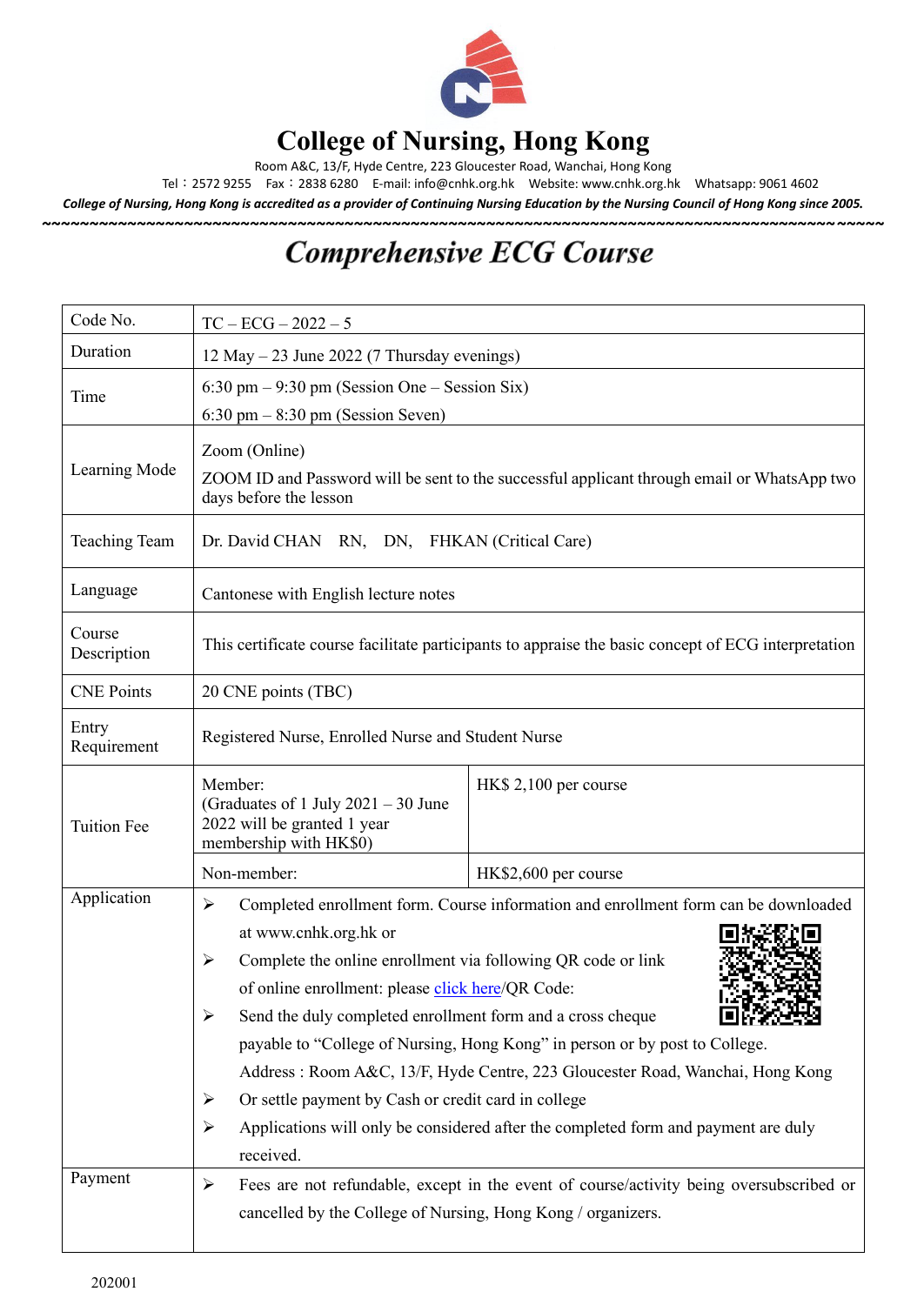# College of Nursing, Hong Kong

Room A&C, 13/F, Hyde Centre, 223 Gloucester Road, Wanchai, Hong Kong

Tel：2572 9255 Fax：2838 6280 E-mail: info@cnhk.org.hk Website: www.cnhk.org.hk Whatsapp: 9061 4602

***College of Nursing, Hong Kong is accredited as a provider of Continuing Nursing Education by the Nursing Council of Hong Kong since 2005.***

~~~~~~~~~~~~~~~~~~~~~~~~~~~~~~~~~~~~~~~~~~~~~~~~~~~~~~~~~~~~~~~~~~~~~~~~~~~~~~~~~~~~~~~~~~~~~~~~~

## *Comprehensive ECG Course*

| Code No. | TC – ECG – 2022 – 5 | |
|---|---|---|
| Duration | 12 May – 23 June 2022 (7 Thursday evenings) | |
| Time | 6:30 pm – 9:30 pm (Session One – Session Six)<br>6:30 pm – 8:30 pm (Session Seven) | |
| Learning Mode | Zoom (Online)<br>ZOOM ID and Password will be sent to the successful applicant through email or WhatsApp two days before the lesson | |
| Teaching Team | Dr. David CHAN RN, DN, FHKAN (Critical Care) | |
| Language | Cantonese with English lecture notes | |
| Course Description | This certificate course facilitate participants to appraise the basic concept of ECG interpretation | |
| CNE Points | 20 CNE points (TBC) | |
| Entry Requirement | Registered Nurse, Enrolled Nurse and Student Nurse | |
| Tuition Fee | Member:<br>(Graduates of 1 July 2021 – 30 June 2022 will be granted 1 year membership with HK$0) | HK$ 2,100 per course |
| | Non-member: | HK$2,600 per course |
| Application | ➢ Completed enrollment form. Course information and enrollment form can be downloaded at www.cnhk.org.hk or<br>➢ Complete the online enrollment via following QR code or link of online enrollment: please click here/QR Code:<br>➢ Send the duly completed enrollment form and a cross cheque payable to "College of Nursing, Hong Kong" in person or by post to College.<br>Address : Room A&C, 13/F, Hyde Centre, 223 Gloucester Road, Wanchai, Hong Kong<br>➢ Or settle payment by Cash or credit card in college<br>➢ Applications will only be considered after the completed form and payment are duly received. | |
| Payment | ➢ Fees are not refundable, except in the event of course/activity being oversubscribed or cancelled by the College of Nursing, Hong Kong / organizers. | |

202001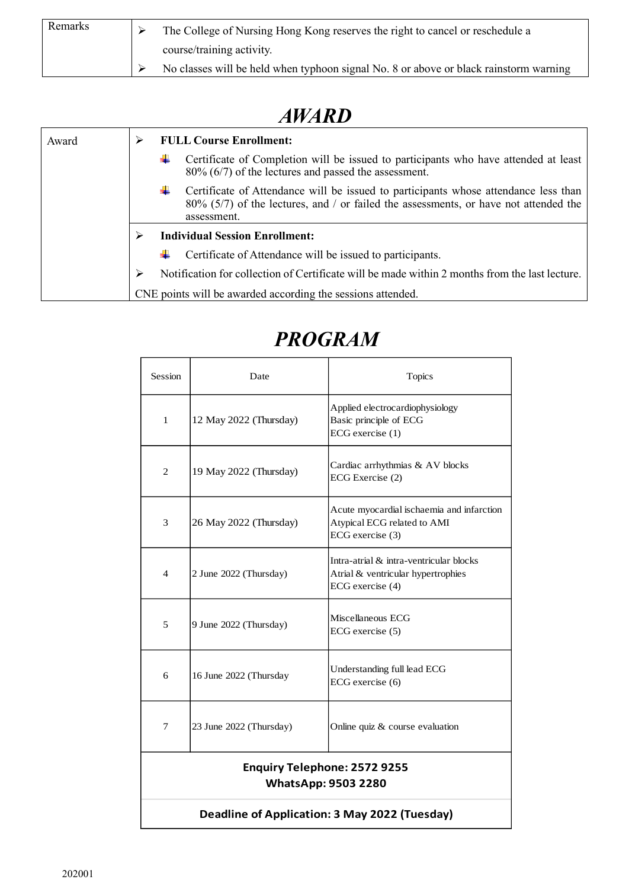| | |
|---|---|
| Remarks | ➢ The College of Nursing Hong Kong reserves the right to cancel or reschedule a course/training activity.<br>➢ No classes will be held when typhoon signal No. 8 or above or black rainstorm warning |

# *AWARD*

| | |
|---|---|
| Award | ➢ **FULL Course Enrollment:**<br>- Certificate of Completion will be issued to participants who have attended at least 80% (6/7) of the lectures and passed the assessment.<br>- Certificate of Attendance will be issued to participants whose attendance less than 80% (5/7) of the lectures, and / or failed the assessments, or have not attended the assessment. |
| | ➢ **Individual Session Enrollment:**<br>- Certificate of Attendance will be issued to participants.<br>➢ Notification for collection of Certificate will be made within 2 months from the last lecture.<br>CNE points will be awarded according the sessions attended. |

# *PROGRAM*

| Session | Date | Topics |
|---|---|---|
| 1 | 12 May 2022 (Thursday) | Applied electrocardiophysiology<br>Basic principle of ECG<br>ECG exercise (1) |
| 2 | 19 May 2022 (Thursday) | Cardiac arrhythmias & AV blocks<br>ECG Exercise (2) |
| 3 | 26 May 2022 (Thursday) | Acute myocardial ischaemia and infarction<br>Atypical ECG related to AMI<br>ECG exercise (3) |
| 4 | 2 June 2022 (Thursday) | Intra-atrial & intra-ventricular blocks<br>Atrial & ventricular hypertrophies<br>ECG exercise (4) |
| 5 | 9 June 2022 (Thursday) | Miscellaneous ECG<br>ECG exercise (5) |
| 6 | 16 June 2022 (Thursday | Understanding full lead ECG<br>ECG exercise (6) |
| 7 | 23 June 2022 (Thursday) | Online quiz & course evaluation |

**Enquiry Telephone: 2572 9255**
**WhatsApp: 9503 2280**

**Deadline of Application: 3 May 2022 (Tuesday)**

202001